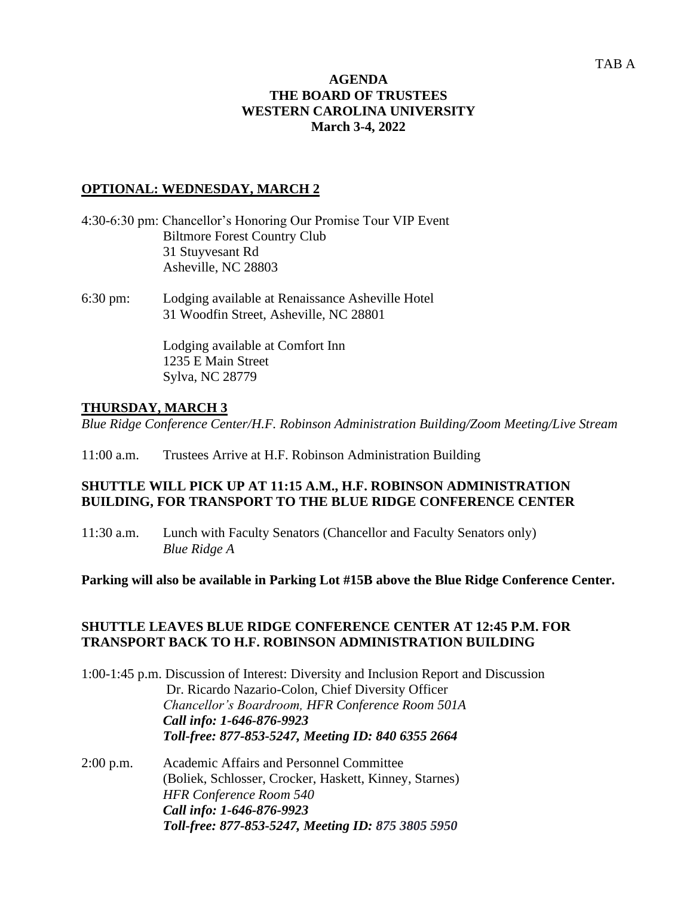TAB A

**AGENDA**
**THE BOARD OF TRUSTEES**
**WESTERN CAROLINA UNIVERSITY**
**March 3-4, 2022**

## OPTIONAL: WEDNESDAY, MARCH 2

4:30-6:30 pm: Chancellor's Honoring Our Promise Tour VIP Event
Biltmore Forest Country Club
31 Stuyvesant Rd
Asheville, NC 28803

6:30 pm: Lodging available at Renaissance Asheville Hotel
31 Woodfin Street, Asheville, NC 28801

Lodging available at Comfort Inn
1235 E Main Street
Sylva, NC 28779

## THURSDAY, MARCH 3

*Blue Ridge Conference Center/H.F. Robinson Administration Building/Zoom Meeting/Live Stream*

11:00 a.m. Trustees Arrive at H.F. Robinson Administration Building

**SHUTTLE WILL PICK UP AT 11:15 A.M., H.F. ROBINSON ADMINISTRATION BUILDING, FOR TRANSPORT TO THE BLUE RIDGE CONFERENCE CENTER**

11:30 a.m. Lunch with Faculty Senators (Chancellor and Faculty Senators only)
*Blue Ridge A*

**Parking will also be available in Parking Lot #15B above the Blue Ridge Conference Center.**

**SHUTTLE LEAVES BLUE RIDGE CONFERENCE CENTER AT 12:45 P.M. FOR TRANSPORT BACK TO H.F. ROBINSON ADMINISTRATION BUILDING**

1:00-1:45 p.m. Discussion of Interest: Diversity and Inclusion Report and Discussion
Dr. Ricardo Nazario-Colon, Chief Diversity Officer
*Chancellor's Boardroom, HFR Conference Room 501A*
***Call info: 1-646-876-9923***
***Toll-free: 877-853-5247, Meeting ID: 840 6355 2664***

2:00 p.m. Academic Affairs and Personnel Committee
(Boliek, Schlosser, Crocker, Haskett, Kinney, Starnes)
*HFR Conference Room 540*
***Call info: 1-646-876-9923***
***Toll-free: 877-853-5247, Meeting ID: 875 3805 5950***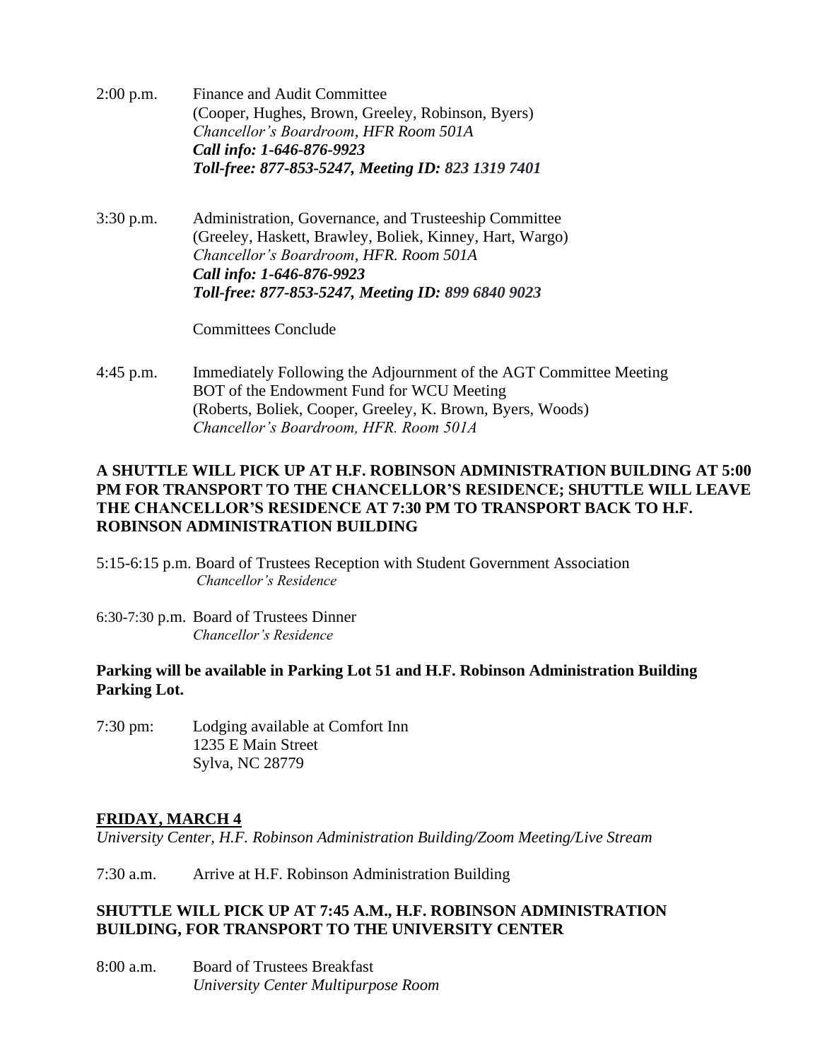2:00 p.m. Finance and Audit Committee
(Cooper, Hughes, Brown, Greeley, Robinson, Byers)
*Chancellor's Boardroom, HFR Room 501A*
***Call info: 1-646-876-9923***
***Toll-free: 877-853-5247, Meeting ID: 823 1319 7401***

3:30 p.m. Administration, Governance, and Trusteeship Committee
(Greeley, Haskett, Brawley, Boliek, Kinney, Hart, Wargo)
*Chancellor's Boardroom, HFR. Room 501A*
***Call info: 1-646-876-9923***
***Toll-free: 877-853-5247, Meeting ID: 899 6840 9023***

Committees Conclude

4:45 p.m. Immediately Following the Adjournment of the AGT Committee Meeting
BOT of the Endowment Fund for WCU Meeting
(Roberts, Boliek, Cooper, Greeley, K. Brown, Byers, Woods)
*Chancellor's Boardroom, HFR. Room 501A*

**A SHUTTLE WILL PICK UP AT H.F. ROBINSON ADMINISTRATION BUILDING AT 5:00 PM FOR TRANSPORT TO THE CHANCELLOR'S RESIDENCE; SHUTTLE WILL LEAVE THE CHANCELLOR'S RESIDENCE AT 7:30 PM TO TRANSPORT BACK TO H.F. ROBINSON ADMINISTRATION BUILDING**

5:15-6:15 p.m. Board of Trustees Reception with Student Government Association
*Chancellor's Residence*

6:30-7:30 p.m. Board of Trustees Dinner
*Chancellor's Residence*

**Parking will be available in Parking Lot 51 and H.F. Robinson Administration Building Parking Lot.**

7:30 pm: Lodging available at Comfort Inn
1235 E Main Street
Sylva, NC 28779

## FRIDAY, MARCH 4

*University Center, H.F. Robinson Administration Building/Zoom Meeting/Live Stream*

7:30 a.m. Arrive at H.F. Robinson Administration Building

**SHUTTLE WILL PICK UP AT 7:45 A.M., H.F. ROBINSON ADMINISTRATION BUILDING, FOR TRANSPORT TO THE UNIVERSITY CENTER**

8:00 a.m. Board of Trustees Breakfast
*University Center Multipurpose Room*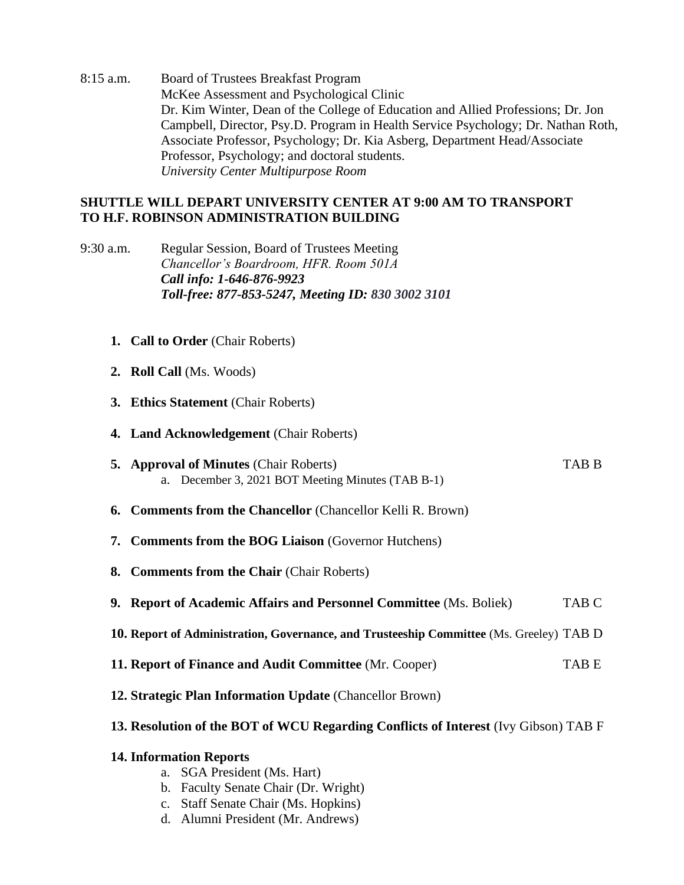8:15 a.m. Board of Trustees Breakfast Program
McKee Assessment and Psychological Clinic
Dr. Kim Winter, Dean of the College of Education and Allied Professions; Dr. Jon Campbell, Director, Psy.D. Program in Health Service Psychology; Dr. Nathan Roth, Associate Professor, Psychology; Dr. Kia Asberg, Department Head/Associate Professor, Psychology; and doctoral students.
*University Center Multipurpose Room*

**SHUTTLE WILL DEPART UNIVERSITY CENTER AT 9:00 AM TO TRANSPORT TO H.F. ROBINSON ADMINISTRATION BUILDING**

9:30 a.m. Regular Session, Board of Trustees Meeting
*Chancellor's Boardroom, HFR. Room 501A*
***Call info: 1-646-876-9923***
***Toll-free: 877-853-5247, Meeting ID: 830 3002 3101***

1. **Call to Order** (Chair Roberts)
2. **Roll Call** (Ms. Woods)
3. **Ethics Statement** (Chair Roberts)
4. **Land Acknowledgement** (Chair Roberts)
5. **Approval of Minutes** (Chair Roberts) TAB B
   a. December 3, 2021 BOT Meeting Minutes (TAB B-1)
6. **Comments from the Chancellor** (Chancellor Kelli R. Brown)
7. **Comments from the BOG Liaison** (Governor Hutchens)
8. **Comments from the Chair** (Chair Roberts)
9. **Report of Academic Affairs and Personnel Committee** (Ms. Boliek) TAB C
10. **Report of Administration, Governance, and Trusteeship Committee** (Ms. Greeley) TAB D
11. **Report of Finance and Audit Committee** (Mr. Cooper) TAB E
12. **Strategic Plan Information Update** (Chancellor Brown)
13. **Resolution of the BOT of WCU Regarding Conflicts of Interest** (Ivy Gibson) TAB F
14. **Information Reports**
    a. SGA President (Ms. Hart)
    b. Faculty Senate Chair (Dr. Wright)
    c. Staff Senate Chair (Ms. Hopkins)
    d. Alumni President (Mr. Andrews)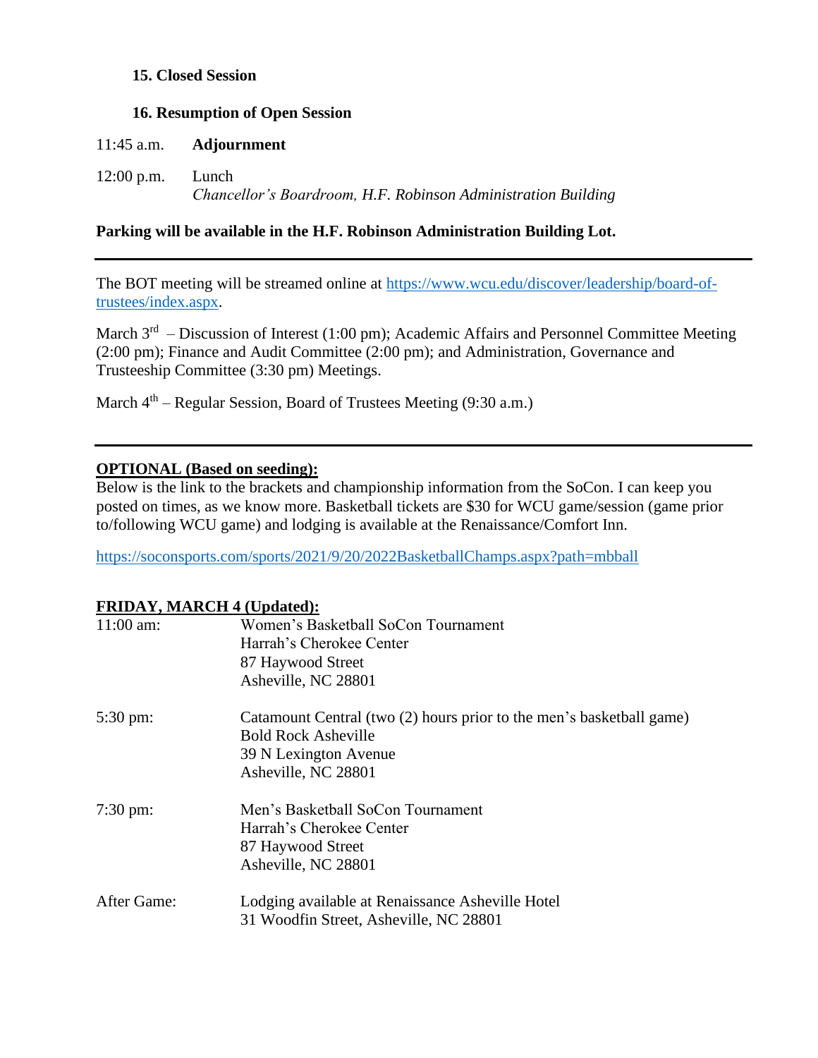**15. Closed Session**

**16. Resumption of Open Session**

11:45 a.m. **Adjournment**

12:00 p.m. Lunch
*Chancellor's Boardroom, H.F. Robinson Administration Building*

**Parking will be available in the H.F. Robinson Administration Building Lot.**

---

The BOT meeting will be streamed online at https://www.wcu.edu/discover/leadership/board-of-trustees/index.aspx.

March 3rd – Discussion of Interest (1:00 pm); Academic Affairs and Personnel Committee Meeting (2:00 pm); Finance and Audit Committee (2:00 pm); and Administration, Governance and Trusteeship Committee (3:30 pm) Meetings.

March 4th – Regular Session, Board of Trustees Meeting (9:30 a.m.)

---

**OPTIONAL (Based on seeding):**

Below is the link to the brackets and championship information from the SoCon. I can keep you posted on times, as we know more. Basketball tickets are $30 for WCU game/session (game prior to/following WCU game) and lodging is available at the Renaissance/Comfort Inn.

https://soconsports.com/sports/2021/9/20/2022BasketballChamps.aspx?path=mbball

**FRIDAY, MARCH 4 (Updated):**

| | |
|---|---|
| 11:00 am: | Women's Basketball SoCon Tournament<br>Harrah's Cherokee Center<br>87 Haywood Street<br>Asheville, NC 28801 |
| 5:30 pm: | Catamount Central (two (2) hours prior to the men's basketball game)<br>Bold Rock Asheville<br>39 N Lexington Avenue<br>Asheville, NC 28801 |
| 7:30 pm: | Men's Basketball SoCon Tournament<br>Harrah's Cherokee Center<br>87 Haywood Street<br>Asheville, NC 28801 |
| After Game: | Lodging available at Renaissance Asheville Hotel<br>31 Woodfin Street, Asheville, NC 28801 |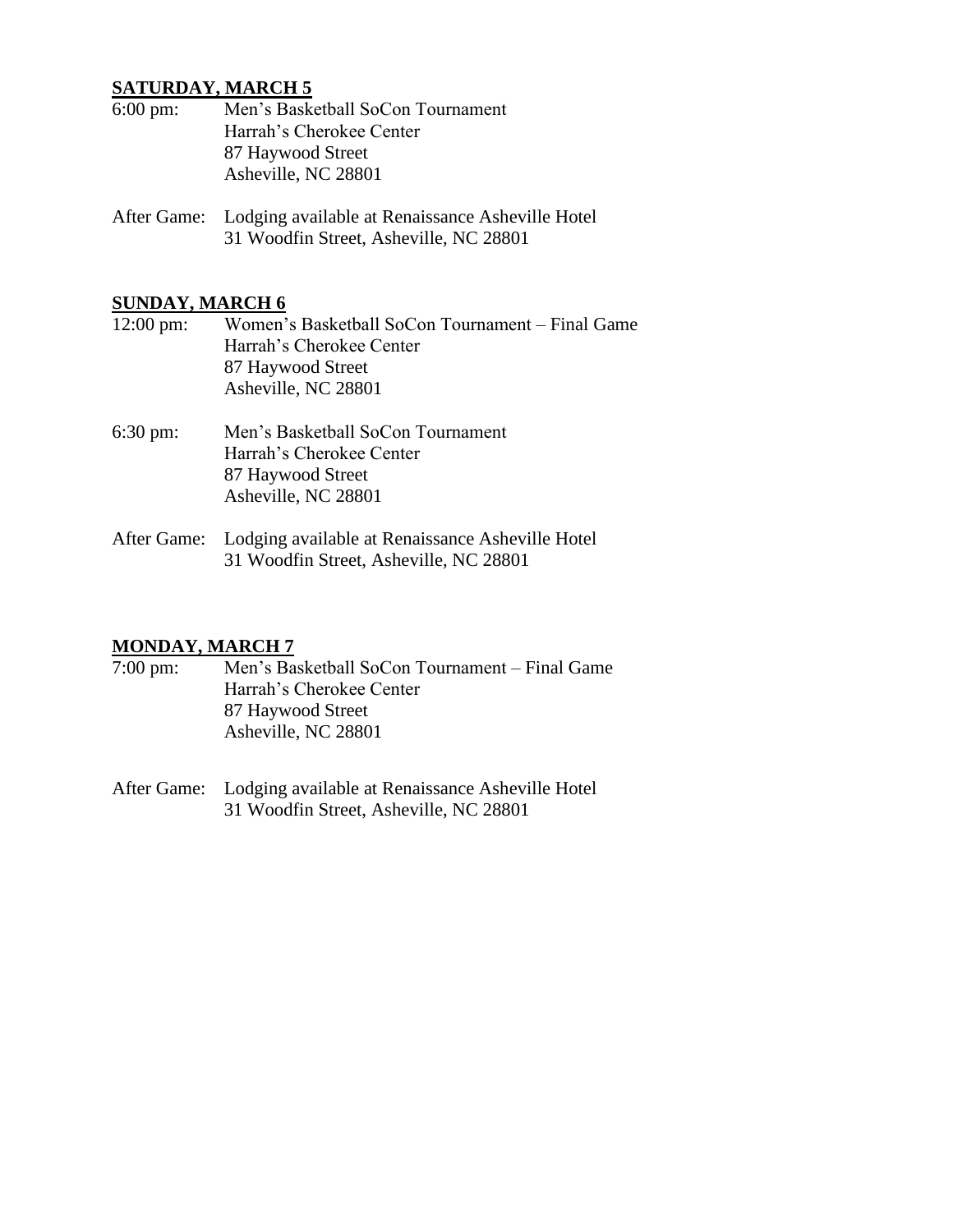**SATURDAY, MARCH 5**

6:00 pm: Men's Basketball SoCon Tournament
Harrah's Cherokee Center
87 Haywood Street
Asheville, NC 28801

After Game: Lodging available at Renaissance Asheville Hotel
31 Woodfin Street, Asheville, NC 28801

**SUNDAY, MARCH 6**

12:00 pm: Women's Basketball SoCon Tournament – Final Game
Harrah's Cherokee Center
87 Haywood Street
Asheville, NC 28801

6:30 pm: Men's Basketball SoCon Tournament
Harrah's Cherokee Center
87 Haywood Street
Asheville, NC 28801

After Game: Lodging available at Renaissance Asheville Hotel
31 Woodfin Street, Asheville, NC 28801

**MONDAY, MARCH 7**

7:00 pm: Men's Basketball SoCon Tournament – Final Game
Harrah's Cherokee Center
87 Haywood Street
Asheville, NC 28801

After Game: Lodging available at Renaissance Asheville Hotel
31 Woodfin Street, Asheville, NC 28801